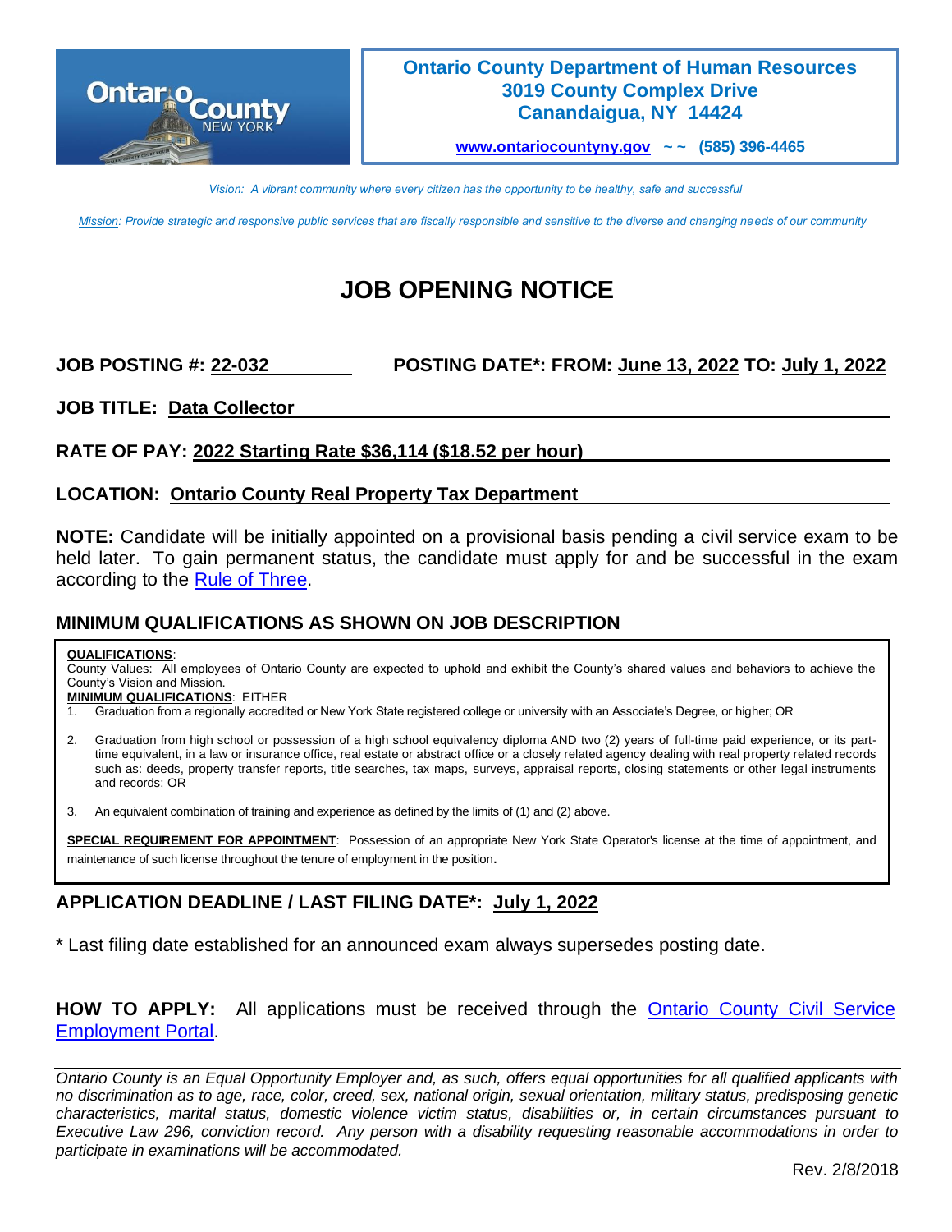**Ontario County Department of Human Resources**
**3019 County Complex Drive**
**Canandaigua, NY 14424**

**www.ontariocountyny.gov ~~ (585) 396-4465**

*Vision: A vibrant community where every citizen has the opportunity to be healthy, safe and successful*

*Mission: Provide strategic and responsive public services that are fiscally responsible and sensitive to the diverse and changing needs of our community*

# JOB OPENING NOTICE

**JOB POSTING #: 22-032** **POSTING DATE*: FROM: June 13, 2022 TO: July 1, 2022**

**JOB TITLE: Data Collector**

**RATE OF PAY: 2022 Starting Rate $36,114 ($18.52 per hour)**

**LOCATION: Ontario County Real Property Tax Department**

**NOTE:** Candidate will be initially appointed on a provisional basis pending a civil service exam to be held later. To gain permanent status, the candidate must apply for and be successful in the exam according to the Rule of Three.

## MINIMUM QUALIFICATIONS AS SHOWN ON JOB DESCRIPTION

**QUALIFICATIONS**:
County Values: All employees of Ontario County are expected to uphold and exhibit the County's shared values and behaviors to achieve the County's Vision and Mission.
**MINIMUM QUALIFICATIONS**: EITHER

1. Graduation from a regionally accredited or New York State registered college or university with an Associate's Degree, or higher; OR
2. Graduation from high school or possession of a high school equivalency diploma AND two (2) years of full-time paid experience, or its part-time equivalent, in a law or insurance office, real estate or abstract office or a closely related agency dealing with real property related records such as: deeds, property transfer reports, title searches, tax maps, surveys, appraisal reports, closing statements or other legal instruments and records; OR
3. An equivalent combination of training and experience as defined by the limits of (1) and (2) above.

**SPECIAL REQUIREMENT FOR APPOINTMENT**: Possession of an appropriate New York State Operator's license at the time of appointment, and maintenance of such license throughout the tenure of employment in the position.

## APPLICATION DEADLINE / LAST FILING DATE*: July 1, 2022

* Last filing date established for an announced exam always supersedes posting date.

**HOW TO APPLY:** All applications must be received through the Ontario County Civil Service Employment Portal.

*Ontario County is an Equal Opportunity Employer and, as such, offers equal opportunities for all qualified applicants with no discrimination as to age, race, color, creed, sex, national origin, sexual orientation, military status, predisposing genetic characteristics, marital status, domestic violence victim status, disabilities or, in certain circumstances pursuant to Executive Law 296, conviction record. Any person with a disability requesting reasonable accommodations in order to participate in examinations will be accommodated.*

Rev. 2/8/2018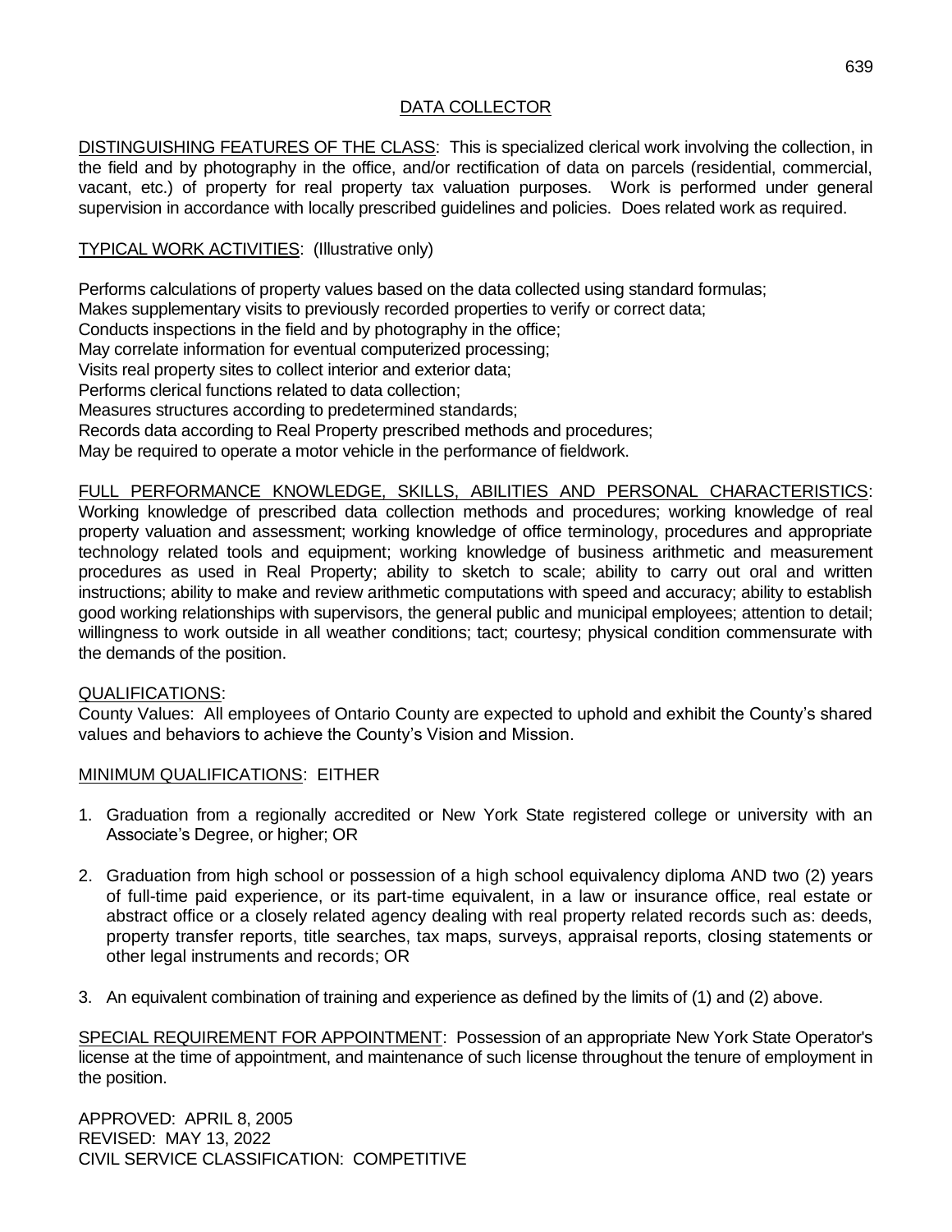# DATA COLLECTOR

DISTINGUISHING FEATURES OF THE CLASS: This is specialized clerical work involving the collection, in the field and by photography in the office, and/or rectification of data on parcels (residential, commercial, vacant, etc.) of property for real property tax valuation purposes. Work is performed under general supervision in accordance with locally prescribed guidelines and policies. Does related work as required.

TYPICAL WORK ACTIVITIES: (Illustrative only)

Performs calculations of property values based on the data collected using standard formulas;
Makes supplementary visits to previously recorded properties to verify or correct data;
Conducts inspections in the field and by photography in the office;
May correlate information for eventual computerized processing;
Visits real property sites to collect interior and exterior data;
Performs clerical functions related to data collection;
Measures structures according to predetermined standards;
Records data according to Real Property prescribed methods and procedures;
May be required to operate a motor vehicle in the performance of fieldwork.

FULL PERFORMANCE KNOWLEDGE, SKILLS, ABILITIES AND PERSONAL CHARACTERISTICS: Working knowledge of prescribed data collection methods and procedures; working knowledge of real property valuation and assessment; working knowledge of office terminology, procedures and appropriate technology related tools and equipment; working knowledge of business arithmetic and measurement procedures as used in Real Property; ability to sketch to scale; ability to carry out oral and written instructions; ability to make and review arithmetic computations with speed and accuracy; ability to establish good working relationships with supervisors, the general public and municipal employees; attention to detail; willingness to work outside in all weather conditions; tact; courtesy; physical condition commensurate with the demands of the position.

QUALIFICATIONS:
County Values: All employees of Ontario County are expected to uphold and exhibit the County's shared values and behaviors to achieve the County's Vision and Mission.

MINIMUM QUALIFICATIONS: EITHER

1. Graduation from a regionally accredited or New York State registered college or university with an Associate's Degree, or higher; OR

2. Graduation from high school or possession of a high school equivalency diploma AND two (2) years of full-time paid experience, or its part-time equivalent, in a law or insurance office, real estate or abstract office or a closely related agency dealing with real property related records such as: deeds, property transfer reports, title searches, tax maps, surveys, appraisal reports, closing statements or other legal instruments and records; OR

3. An equivalent combination of training and experience as defined by the limits of (1) and (2) above.

SPECIAL REQUIREMENT FOR APPOINTMENT: Possession of an appropriate New York State Operator's license at the time of appointment, and maintenance of such license throughout the tenure of employment in the position.

APPROVED: APRIL 8, 2005
REVISED: MAY 13, 2022
CIVIL SERVICE CLASSIFICATION: COMPETITIVE